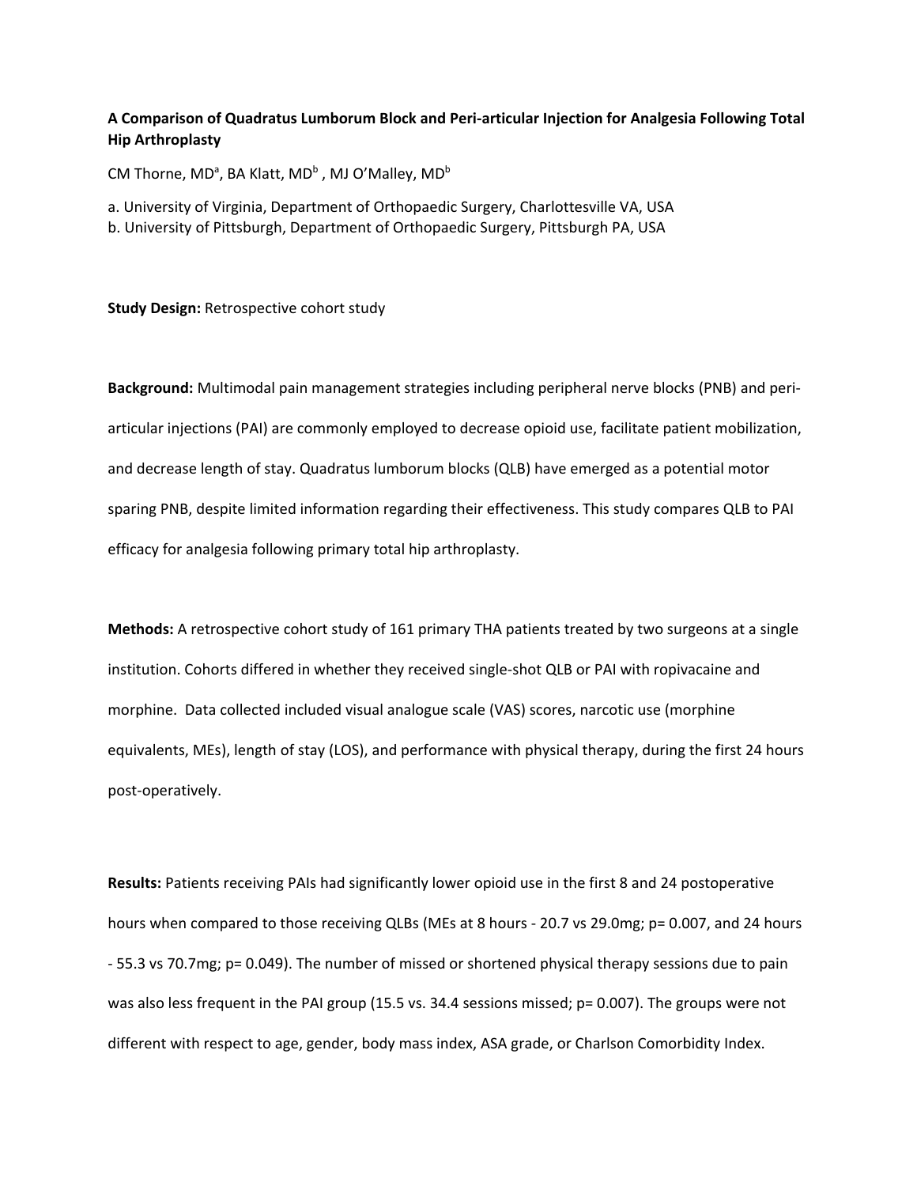**A Comparison of Quadratus Lumborum Block and Peri-articular Injection for Analgesia Following Total Hip Arthroplasty**

CM Thorne, MD[a], BA Klatt, MD[b] , MJ O'Malley, MD[b]

a. University of Virginia, Department of Orthopaedic Surgery, Charlottesville VA, USA
b. University of Pittsburgh, Department of Orthopaedic Surgery, Pittsburgh PA, USA

**Study Design:** Retrospective cohort study

**Background:** Multimodal pain management strategies including peripheral nerve blocks (PNB) and peri-articular injections (PAI) are commonly employed to decrease opioid use, facilitate patient mobilization, and decrease length of stay. Quadratus lumborum blocks (QLB) have emerged as a potential motor sparing PNB, despite limited information regarding their effectiveness. This study compares QLB to PAI efficacy for analgesia following primary total hip arthroplasty.

**Methods:** A retrospective cohort study of 161 primary THA patients treated by two surgeons at a single institution. Cohorts differed in whether they received single-shot QLB or PAI with ropivacaine and morphine. Data collected included visual analogue scale (VAS) scores, narcotic use (morphine equivalents, MEs), length of stay (LOS), and performance with physical therapy, during the first 24 hours post-operatively.

**Results:** Patients receiving PAIs had significantly lower opioid use in the first 8 and 24 postoperative hours when compared to those receiving QLBs (MEs at 8 hours - 20.7 vs 29.0mg; $p= 0.007$, and 24 hours - 55.3 vs 70.7mg; $p= 0.049$). The number of missed or shortened physical therapy sessions due to pain was also less frequent in the PAI group (15.5 vs. 34.4 sessions missed; $p= 0.007$). The groups were not different with respect to age, gender, body mass index, ASA grade, or Charlson Comorbidity Index.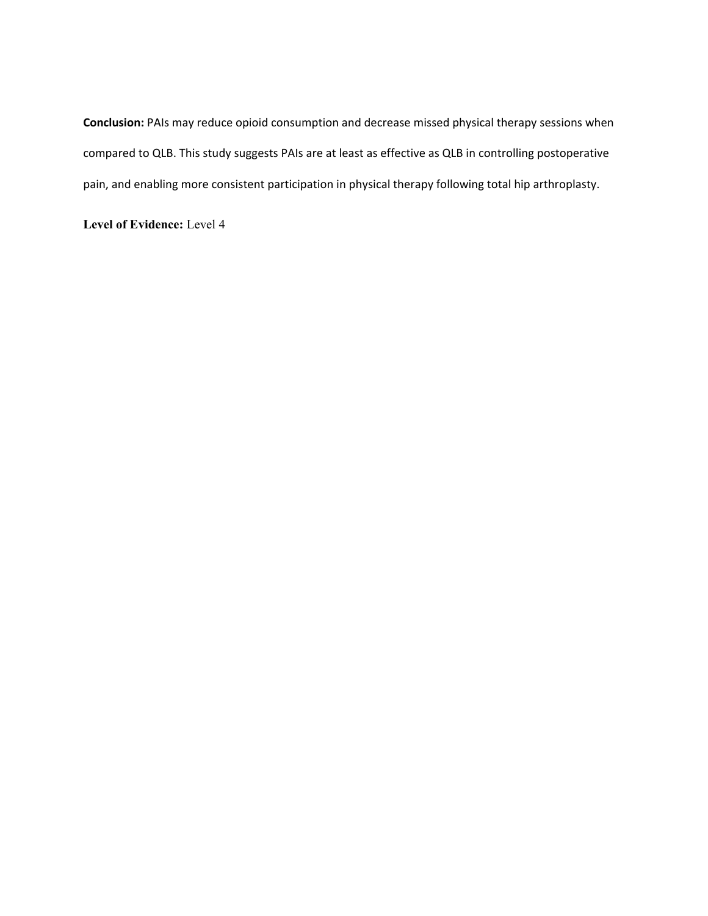**Conclusion:** PAIs may reduce opioid consumption and decrease missed physical therapy sessions when compared to QLB. This study suggests PAIs are at least as effective as QLB in controlling postoperative pain, and enabling more consistent participation in physical therapy following total hip arthroplasty.

**Level of Evidence:** Level 4